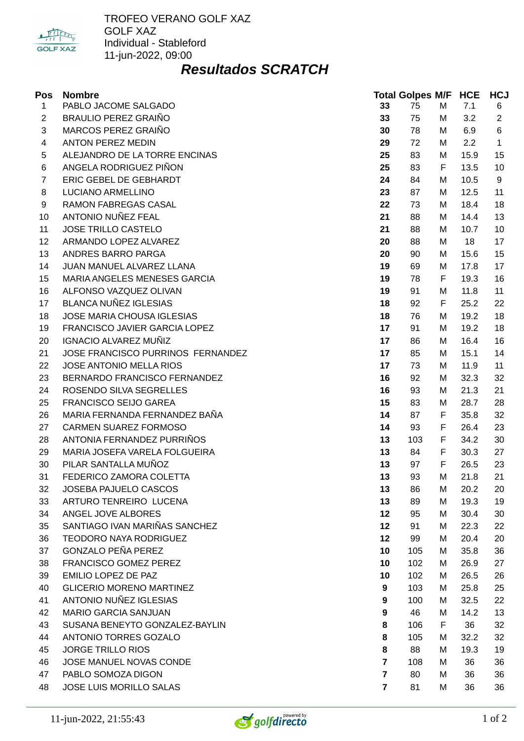TROFEO VERANO GOLF XAZ
GOLF XAZ
Individual - Stableford
11-jun-2022, 09:00

## *Resultados SCRATCH*

| Pos | Nombre | Total | Golpes | M/F | HCE | HCJ |
|---|---|---|---|---|---|---|
| 1 | PABLO JACOME SALGADO | **33** | 75 | M | 7.1 | 6 |
| 2 | BRAULIO PEREZ GRAIÑO | **33** | 75 | M | 3.2 | 2 |
| 3 | MARCOS PEREZ GRAIÑO | **30** | 78 | M | 6.9 | 6 |
| 4 | ANTON PEREZ MEDIN | **29** | 72 | M | 2.2 | 1 |
| 5 | ALEJANDRO DE LA TORRE ENCINAS | **25** | 83 | M | 15.9 | 15 |
| 6 | ANGELA RODRIGUEZ PIÑON | **25** | 83 | F | 13.5 | 10 |
| 7 | ERIC GEBEL DE GEBHARDT | **24** | 84 | M | 10.5 | 9 |
| 8 | LUCIANO ARMELLINO | **23** | 87 | M | 12.5 | 11 |
| 9 | RAMON FABREGAS CASAL | **22** | 73 | M | 18.4 | 18 |
| 10 | ANTONIO NUÑEZ FEAL | **21** | 88 | M | 14.4 | 13 |
| 11 | JOSE TRILLO CASTELO | **21** | 88 | M | 10.7 | 10 |
| 12 | ARMANDO LOPEZ ALVAREZ | **20** | 88 | M | 18 | 17 |
| 13 | ANDRES BARRO PARGA | **20** | 90 | M | 15.6 | 15 |
| 14 | JUAN MANUEL ALVAREZ LLANA | **19** | 69 | M | 17.8 | 17 |
| 15 | MARIA ANGELES MENESES GARCIA | **19** | 78 | F | 19.3 | 16 |
| 16 | ALFONSO VAZQUEZ OLIVAN | **19** | 91 | M | 11.8 | 11 |
| 17 | BLANCA NUÑEZ IGLESIAS | **18** | 92 | F | 25.2 | 22 |
| 18 | JOSE MARIA CHOUSA IGLESIAS | **18** | 76 | M | 19.2 | 18 |
| 19 | FRANCISCO JAVIER GARCIA LOPEZ | **17** | 91 | M | 19.2 | 18 |
| 20 | IGNACIO ALVAREZ MUÑIZ | **17** | 86 | M | 16.4 | 16 |
| 21 | JOSE FRANCISCO PURRINOS FERNANDEZ | **17** | 85 | M | 15.1 | 14 |
| 22 | JOSE ANTONIO MELLA RIOS | **17** | 73 | M | 11.9 | 11 |
| 23 | BERNARDO FRANCISCO FERNANDEZ | **16** | 92 | M | 32.3 | 32 |
| 24 | ROSENDO SILVA SEGRELLES | **16** | 93 | M | 21.3 | 21 |
| 25 | FRANCISCO SEIJO GAREA | **15** | 83 | M | 28.7 | 28 |
| 26 | MARIA FERNANDA FERNANDEZ BAÑA | **14** | 87 | F | 35.8 | 32 |
| 27 | CARMEN SUAREZ FORMOSO | **14** | 93 | F | 26.4 | 23 |
| 28 | ANTONIA FERNANDEZ PURRIÑOS | **13** | 103 | F | 34.2 | 30 |
| 29 | MARIA JOSEFA VARELA FOLGUEIRA | **13** | 84 | F | 30.3 | 27 |
| 30 | PILAR SANTALLA MUÑOZ | **13** | 97 | F | 26.5 | 23 |
| 31 | FEDERICO ZAMORA COLETTA | **13** | 93 | M | 21.8 | 21 |
| 32 | JOSEBA PAJUELO CASCOS | **13** | 86 | M | 20.2 | 20 |
| 33 | ARTURO TENREIRO LUCENA | **13** | 89 | M | 19.3 | 19 |
| 34 | ANGEL JOVE ALBORES | **12** | 95 | M | 30.4 | 30 |
| 35 | SANTIAGO IVAN MARIÑAS SANCHEZ | **12** | 91 | M | 22.3 | 22 |
| 36 | TEODORO NAYA RODRIGUEZ | **12** | 99 | M | 20.4 | 20 |
| 37 | GONZALO PEÑA PEREZ | **10** | 105 | M | 35.8 | 36 |
| 38 | FRANCISCO GOMEZ PEREZ | **10** | 102 | M | 26.9 | 27 |
| 39 | EMILIO LOPEZ DE PAZ | **10** | 102 | M | 26.5 | 26 |
| 40 | GLICERIO MORENO MARTINEZ | **9** | 103 | M | 25.8 | 25 |
| 41 | ANTONIO NUÑEZ IGLESIAS | **9** | 100 | M | 32.5 | 22 |
| 42 | MARIO GARCIA SANJUAN | **9** | 46 | M | 14.2 | 13 |
| 43 | SUSANA BENEYTO GONZALEZ-BAYLIN | **8** | 106 | F | 36 | 32 |
| 44 | ANTONIO TORRES GOZALO | **8** | 105 | M | 32.2 | 32 |
| 45 | JORGE TRILLO RIOS | **8** | 88 | M | 19.3 | 19 |
| 46 | JOSE MANUEL NOVAS CONDE | **7** | 108 | M | 36 | 36 |
| 47 | PABLO SOMOZA DIGON | **7** | 80 | M | 36 | 36 |
| 48 | JOSE LUIS MORILLO SALAS | **7** | 81 | M | 36 | 36 |

11-jun-2022, 21:55:43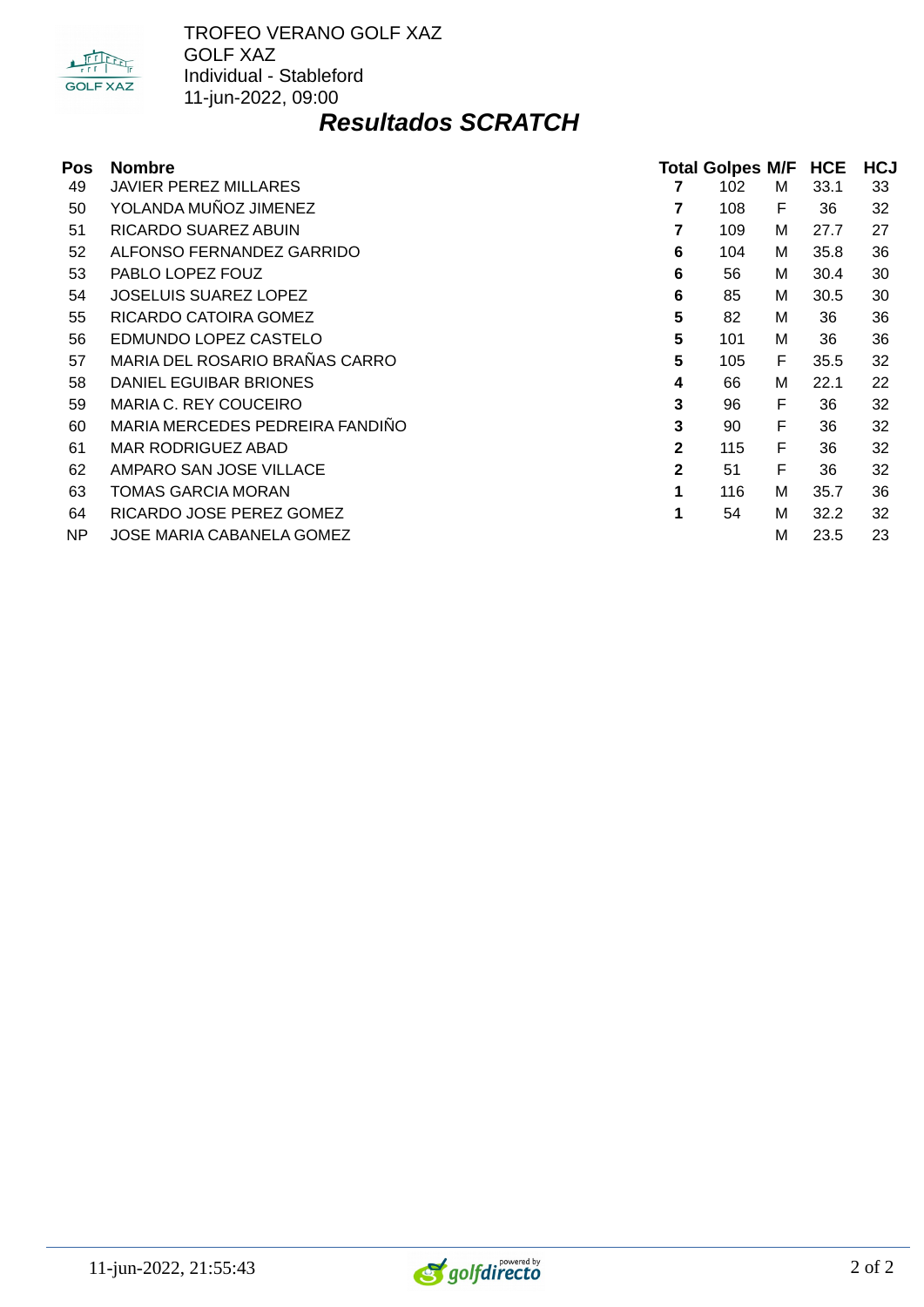TROFEO VERANO GOLF XAZ
GOLF XAZ
Individual - Stableford
11-jun-2022, 09:00

## *Resultados SCRATCH*

| Pos | Nombre | Total | Golpes | M/F | HCE | HCJ |
|---|---|---|---|---|---|---|
| 49 | JAVIER PEREZ MILLARES | **7** | 102 | M | 33.1 | 33 |
| 50 | YOLANDA MUÑOZ JIMENEZ | **7** | 108 | F | 36 | 32 |
| 51 | RICARDO SUAREZ ABUIN | **7** | 109 | M | 27.7 | 27 |
| 52 | ALFONSO FERNANDEZ GARRIDO | **6** | 104 | M | 35.8 | 36 |
| 53 | PABLO LOPEZ FOUZ | **6** | 56 | M | 30.4 | 30 |
| 54 | JOSELUIS SUAREZ LOPEZ | **6** | 85 | M | 30.5 | 30 |
| 55 | RICARDO CATOIRA GOMEZ | **5** | 82 | M | 36 | 36 |
| 56 | EDMUNDO LOPEZ CASTELO | **5** | 101 | M | 36 | 36 |
| 57 | MARIA DEL ROSARIO BRAÑAS CARRO | **5** | 105 | F | 35.5 | 32 |
| 58 | DANIEL EGUIBAR BRIONES | **4** | 66 | M | 22.1 | 22 |
| 59 | MARIA C. REY COUCEIRO | **3** | 96 | F | 36 | 32 |
| 60 | MARIA MERCEDES PEDREIRA FANDIÑO | **3** | 90 | F | 36 | 32 |
| 61 | MAR RODRIGUEZ ABAD | **2** | 115 | F | 36 | 32 |
| 62 | AMPARO SAN JOSE VILLACE | **2** | 51 | F | 36 | 32 |
| 63 | TOMAS GARCIA MORAN | **1** | 116 | M | 35.7 | 36 |
| 64 | RICARDO JOSE PEREZ GOMEZ | **1** | 54 | M | 32.2 | 32 |
| NP | JOSE MARIA CABANELA GOMEZ | | | M | 23.5 | 23 |

11-jun-2022, 21:55:43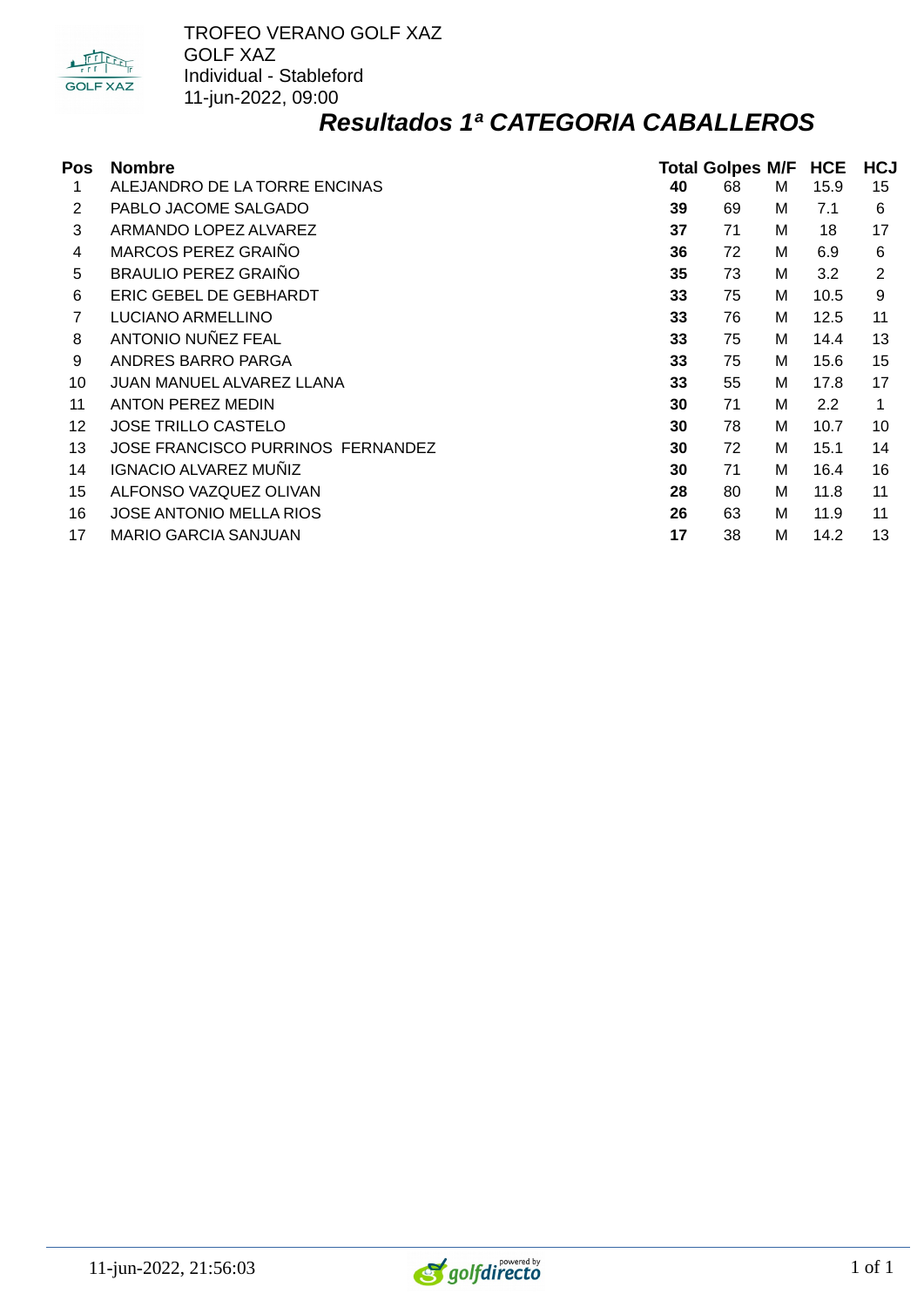TROFEO VERANO GOLF XAZ
GOLF XAZ
Individual - Stableford
11-jun-2022, 09:00

## *Resultados 1ª CATEGORIA CABALLEROS*

| Pos | Nombre | Total | Golpes | M/F | HCE | HCJ |
|---|---|---|---|---|---|---|
| 1 | ALEJANDRO DE LA TORRE ENCINAS | **40** | 68 | M | 15.9 | 15 |
| 2 | PABLO JACOME SALGADO | **39** | 69 | M | 7.1 | 6 |
| 3 | ARMANDO LOPEZ ALVAREZ | **37** | 71 | M | 18 | 17 |
| 4 | MARCOS PEREZ GRAIÑO | **36** | 72 | M | 6.9 | 6 |
| 5 | BRAULIO PEREZ GRAIÑO | **35** | 73 | M | 3.2 | 2 |
| 6 | ERIC GEBEL DE GEBHARDT | **33** | 75 | M | 10.5 | 9 |
| 7 | LUCIANO ARMELLINO | **33** | 76 | M | 12.5 | 11 |
| 8 | ANTONIO NUÑEZ FEAL | **33** | 75 | M | 14.4 | 13 |
| 9 | ANDRES BARRO PARGA | **33** | 75 | M | 15.6 | 15 |
| 10 | JUAN MANUEL ALVAREZ LLANA | **33** | 55 | M | 17.8 | 17 |
| 11 | ANTON PEREZ MEDIN | **30** | 71 | M | 2.2 | 1 |
| 12 | JOSE TRILLO CASTELO | **30** | 78 | M | 10.7 | 10 |
| 13 | JOSE FRANCISCO PURRINOS FERNANDEZ | **30** | 72 | M | 15.1 | 14 |
| 14 | IGNACIO ALVAREZ MUÑIZ | **30** | 71 | M | 16.4 | 16 |
| 15 | ALFONSO VAZQUEZ OLIVAN | **28** | 80 | M | 11.8 | 11 |
| 16 | JOSE ANTONIO MELLA RIOS | **26** | 63 | M | 11.9 | 11 |
| 17 | MARIO GARCIA SANJUAN | **17** | 38 | M | 14.2 | 13 |

11-jun-2022, 21:56:03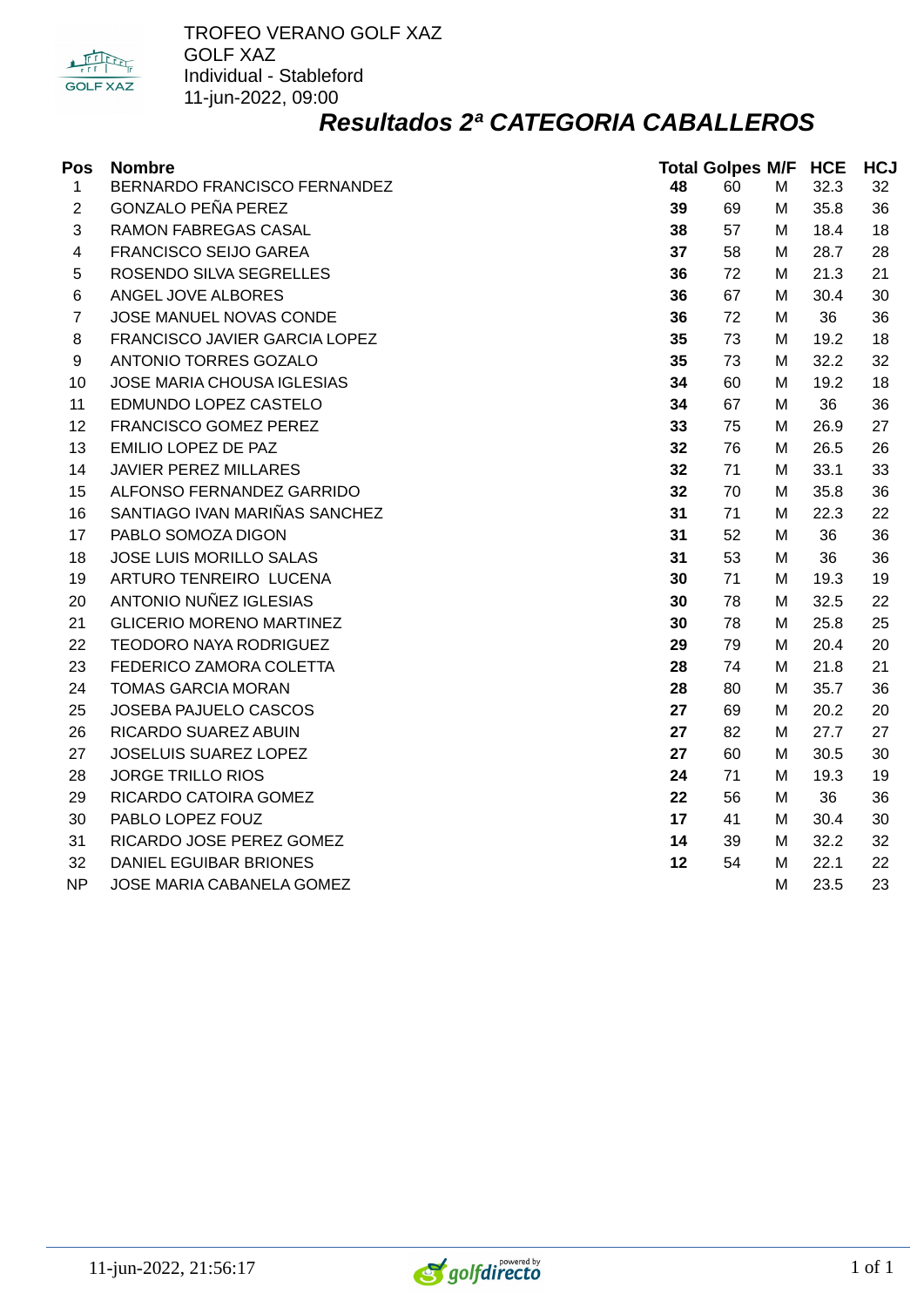TROFEO VERANO GOLF XAZ
GOLF XAZ
Individual - Stableford
11-jun-2022, 09:00

## *Resultados 2ª CATEGORIA CABALLEROS*

| Pos | Nombre | Total | Golpes | M/F | HCE | HCJ |
|---|---|---|---|---|---|---|
| 1 | BERNARDO FRANCISCO FERNANDEZ | **48** | 60 | M | 32.3 | 32 |
| 2 | GONZALO PEÑA PEREZ | **39** | 69 | M | 35.8 | 36 |
| 3 | RAMON FABREGAS CASAL | **38** | 57 | M | 18.4 | 18 |
| 4 | FRANCISCO SEIJO GAREA | **37** | 58 | M | 28.7 | 28 |
| 5 | ROSENDO SILVA SEGRELLES | **36** | 72 | M | 21.3 | 21 |
| 6 | ANGEL JOVE ALBORES | **36** | 67 | M | 30.4 | 30 |
| 7 | JOSE MANUEL NOVAS CONDE | **36** | 72 | M | 36 | 36 |
| 8 | FRANCISCO JAVIER GARCIA LOPEZ | **35** | 73 | M | 19.2 | 18 |
| 9 | ANTONIO TORRES GOZALO | **35** | 73 | M | 32.2 | 32 |
| 10 | JOSE MARIA CHOUSA IGLESIAS | **34** | 60 | M | 19.2 | 18 |
| 11 | EDMUNDO LOPEZ CASTELO | **34** | 67 | M | 36 | 36 |
| 12 | FRANCISCO GOMEZ PEREZ | **33** | 75 | M | 26.9 | 27 |
| 13 | EMILIO LOPEZ DE PAZ | **32** | 76 | M | 26.5 | 26 |
| 14 | JAVIER PEREZ MILLARES | **32** | 71 | M | 33.1 | 33 |
| 15 | ALFONSO FERNANDEZ GARRIDO | **32** | 70 | M | 35.8 | 36 |
| 16 | SANTIAGO IVAN MARIÑAS SANCHEZ | **31** | 71 | M | 22.3 | 22 |
| 17 | PABLO SOMOZA DIGON | **31** | 52 | M | 36 | 36 |
| 18 | JOSE LUIS MORILLO SALAS | **31** | 53 | M | 36 | 36 |
| 19 | ARTURO TENREIRO LUCENA | **30** | 71 | M | 19.3 | 19 |
| 20 | ANTONIO NUÑEZ IGLESIAS | **30** | 78 | M | 32.5 | 22 |
| 21 | GLICERIO MORENO MARTINEZ | **30** | 78 | M | 25.8 | 25 |
| 22 | TEODORO NAYA RODRIGUEZ | **29** | 79 | M | 20.4 | 20 |
| 23 | FEDERICO ZAMORA COLETTA | **28** | 74 | M | 21.8 | 21 |
| 24 | TOMAS GARCIA MORAN | **28** | 80 | M | 35.7 | 36 |
| 25 | JOSEBA PAJUELO CASCOS | **27** | 69 | M | 20.2 | 20 |
| 26 | RICARDO SUAREZ ABUIN | **27** | 82 | M | 27.7 | 27 |
| 27 | JOSELUIS SUAREZ LOPEZ | **27** | 60 | M | 30.5 | 30 |
| 28 | JORGE TRILLO RIOS | **24** | 71 | M | 19.3 | 19 |
| 29 | RICARDO CATOIRA GOMEZ | **22** | 56 | M | 36 | 36 |
| 30 | PABLO LOPEZ FOUZ | **17** | 41 | M | 30.4 | 30 |
| 31 | RICARDO JOSE PEREZ GOMEZ | **14** | 39 | M | 32.2 | 32 |
| 32 | DANIEL EGUIBAR BRIONES | **12** | 54 | M | 22.1 | 22 |
| NP | JOSE MARIA CABANELA GOMEZ | | | M | 23.5 | 23 |

11-jun-2022, 21:56:17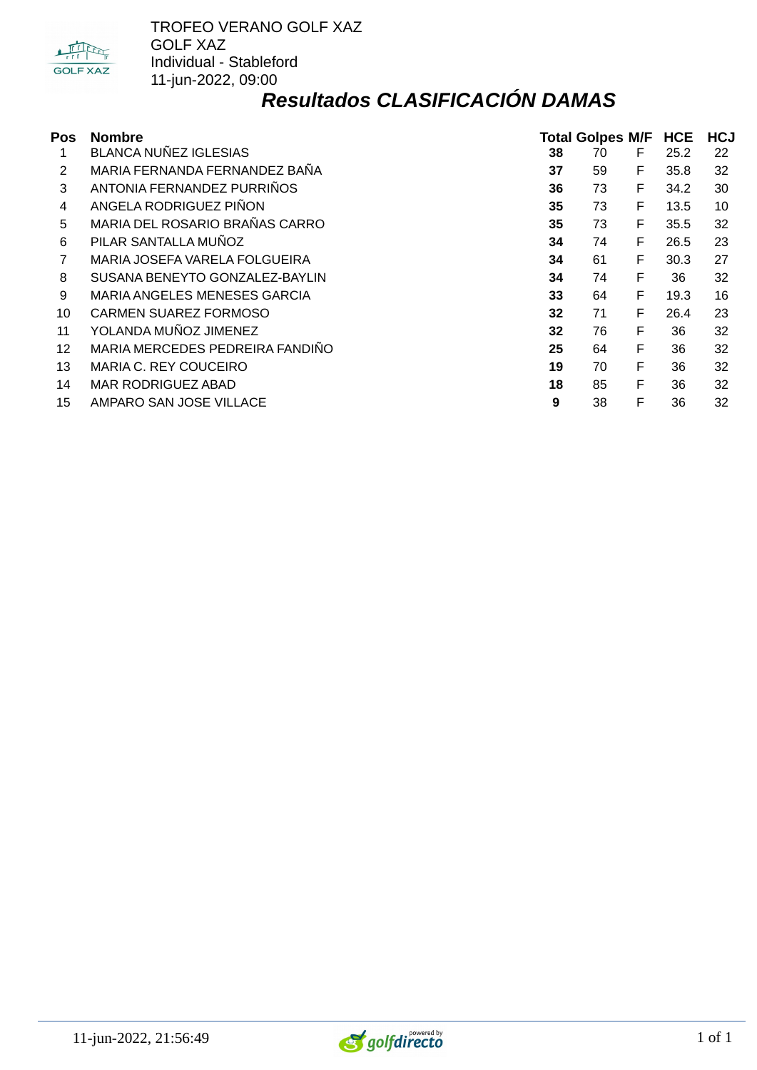TROFEO VERANO GOLF XAZ
GOLF XAZ
Individual - Stableford
11-jun-2022, 09:00

# *Resultados CLASIFICACIÓN DAMAS*

| Pos | Nombre | Total | Golpes | M/F | HCE | HCJ |
|---|---|---|---|---|---|---|
| 1 | BLANCA NUÑEZ IGLESIAS | **38** | 70 | F | 25.2 | 22 |
| 2 | MARIA FERNANDA FERNANDEZ BAÑA | **37** | 59 | F | 35.8 | 32 |
| 3 | ANTONIA FERNANDEZ PURRIÑOS | **36** | 73 | F | 34.2 | 30 |
| 4 | ANGELA RODRIGUEZ PIÑON | **35** | 73 | F | 13.5 | 10 |
| 5 | MARIA DEL ROSARIO BRAÑAS CARRO | **35** | 73 | F | 35.5 | 32 |
| 6 | PILAR SANTALLA MUÑOZ | **34** | 74 | F | 26.5 | 23 |
| 7 | MARIA JOSEFA VARELA FOLGUEIRA | **34** | 61 | F | 30.3 | 27 |
| 8 | SUSANA BENEYTO GONZALEZ-BAYLIN | **34** | 74 | F | 36 | 32 |
| 9 | MARIA ANGELES MENESES GARCIA | **33** | 64 | F | 19.3 | 16 |
| 10 | CARMEN SUAREZ FORMOSO | **32** | 71 | F | 26.4 | 23 |
| 11 | YOLANDA MUÑOZ JIMENEZ | **32** | 76 | F | 36 | 32 |
| 12 | MARIA MERCEDES PEDREIRA FANDIÑO | **25** | 64 | F | 36 | 32 |
| 13 | MARIA C. REY COUCEIRO | **19** | 70 | F | 36 | 32 |
| 14 | MAR RODRIGUEZ ABAD | **18** | 85 | F | 36 | 32 |
| 15 | AMPARO SAN JOSE VILLACE | **9** | 38 | F | 36 | 32 |

11-jun-2022, 21:56:49